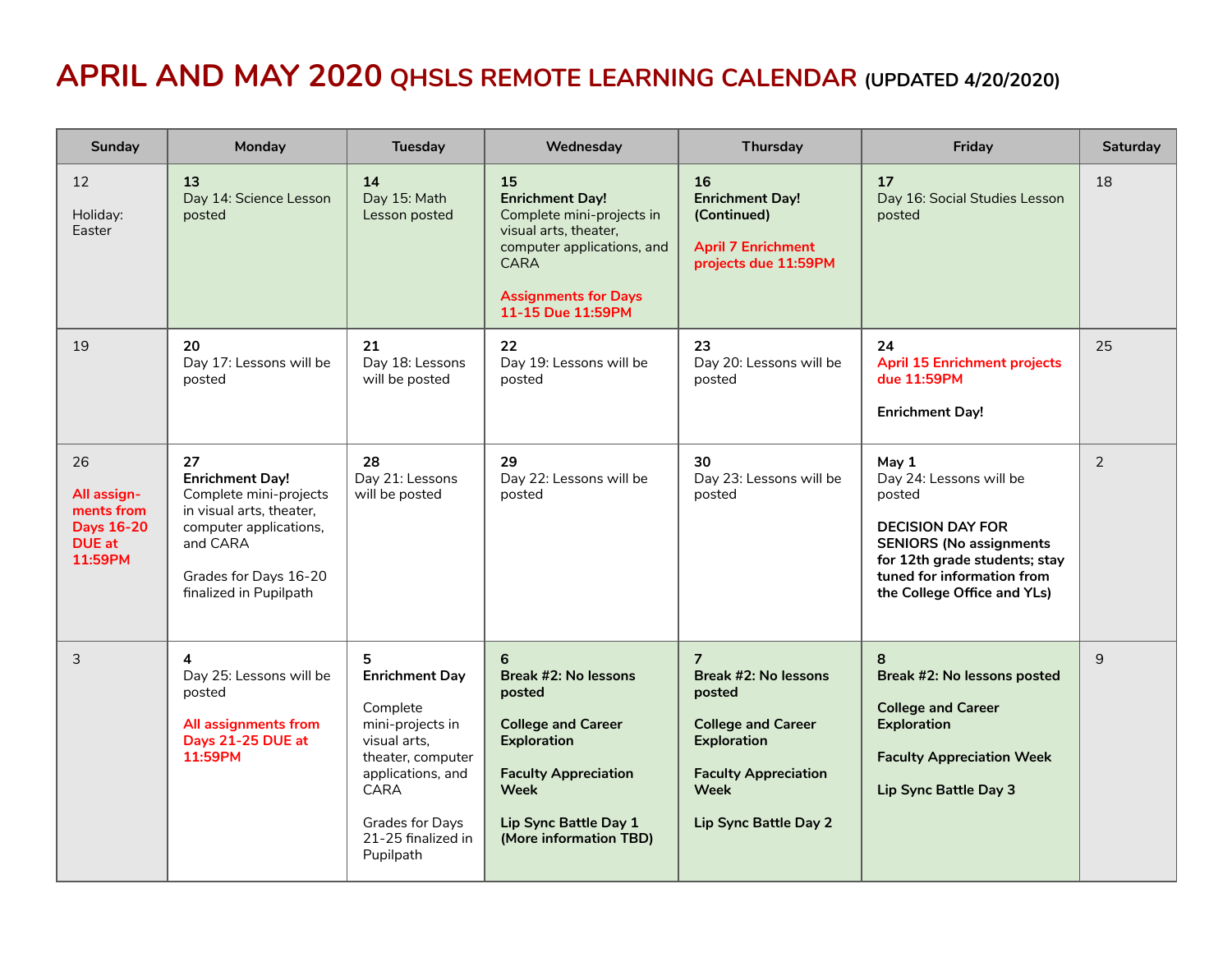# APRIL AND MAY 2020 QHSLS REMOTE LEARNING CALENDAR (UPDATED 4/20/2020)

| Sunday | Monday | Tuesday | Wednesday | Thursday | Friday | Saturday |
|---|---|---|---|---|---|---|
| 12<br><br>Holiday: Easter | **13**<br>Day 14: Science Lesson posted | **14**<br>Day 15: Math Lesson posted | **15**<br>**Enrichment Day!**<br>Complete mini-projects in visual arts, theater, computer applications, and CARA<br><br>**Assignments for Days 11-15 Due 11:59PM** | **16**<br>**Enrichment Day! (Continued)**<br><br>**April 7 Enrichment projects due 11:59PM** | **17**<br>Day 16: Social Studies Lesson posted | 18 |
| 19 | **20**<br>Day 17: Lessons will be posted | **21**<br>Day 18: Lessons will be posted | **22**<br>Day 19: Lessons will be posted | **23**<br>Day 20: Lessons will be posted | **24**<br>**April 15 Enrichment projects due 11:59PM**<br><br>**Enrichment Day!** | 25 |
| 26<br><br>**All assignments from Days 16-20 DUE at 11:59PM** | **27**<br>**Enrichment Day!**<br>Complete mini-projects in visual arts, theater, computer applications, and CARA<br><br>Grades for Days 16-20 finalized in Pupilpath | **28**<br>Day 21: Lessons will be posted | **29**<br>Day 22: Lessons will be posted | **30**<br>Day 23: Lessons will be posted | **May 1**<br>Day 24: Lessons will be posted<br><br>**DECISION DAY FOR SENIORS (No assignments for 12th grade students; stay tuned for information from the College Office and YLs)** | 2 |
| 3 | **4**<br>Day 25: Lessons will be posted<br><br>**All assignments from Days 21-25 DUE at 11:59PM** | **5**<br>**Enrichment Day**<br><br>Complete mini-projects in visual arts, theater, computer applications, and CARA<br><br>Grades for Days 21-25 finalized in Pupilpath | **6**<br>**Break #2: No lessons posted**<br><br>**College and Career Exploration**<br><br>**Faculty Appreciation Week**<br><br>**Lip Sync Battle Day 1 (More information TBD)** | **7**<br>**Break #2: No lessons posted**<br><br>**College and Career Exploration**<br><br>**Faculty Appreciation Week**<br><br>**Lip Sync Battle Day 2** | **8**<br>**Break #2: No lessons posted**<br><br>**College and Career Exploration**<br><br>**Faculty Appreciation Week**<br><br>**Lip Sync Battle Day 3** | 9 |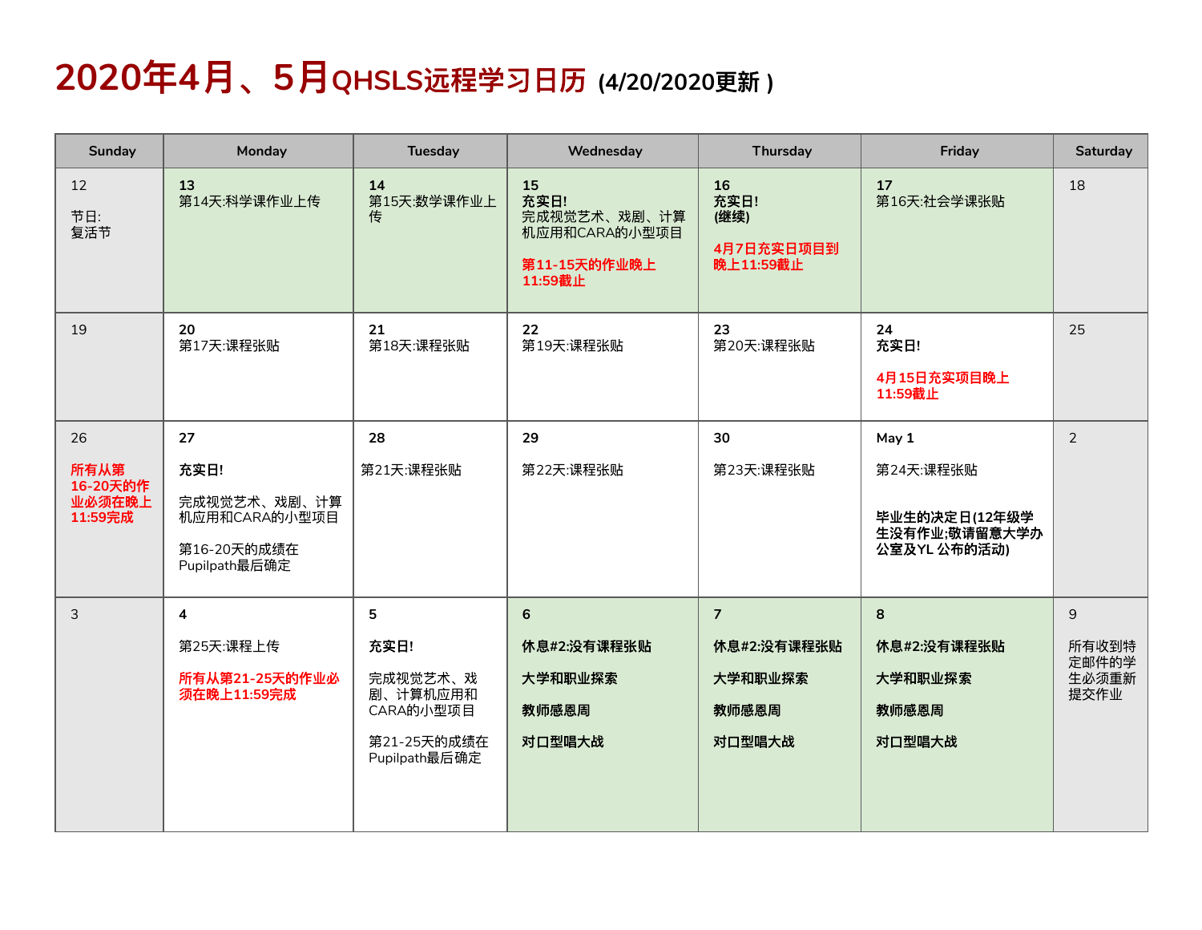# 2020年4月、5月QHSLS远程学习日历 (4/20/2020更新 )

| Sunday | Monday | Tuesday | Wednesday | Thursday | Friday | Saturday |
|---|---|---|---|---|---|---|
| 12<br><br>节日:<br>复活节 | **13**<br>第14天:科学课作业上传 | **14**<br>第15天:数学课作业上传 | **15**<br>**充实日!**<br>完成视觉艺术、戏剧、计算机应用和CARA的小型项目<br><br>**第11-15天的作业晚上11:59截止** | **16**<br>**充实日!**<br>**(继续)**<br><br>**4月7日充实日项目到晚上11:59截止** | **17**<br>第16天:社会学课张贴 | 18 |
| 19 | **20**<br>第17天:课程张贴 | **21**<br>第18天:课程张贴 | **22**<br>第19天:课程张贴 | **23**<br>第20天:课程张贴 | **24**<br>**充实日!**<br><br>**4月15日充实项目晚上11:59截止** | 25 |
| 26<br><br>**所有从第16-20天的作业必须在晚上11:59完成** | **27**<br><br>**充实日!**<br><br>完成视觉艺术、戏剧、计算机应用和CARA的小型项目<br><br>第16-20天的成绩在Pupilpath最后确定 | **28**<br><br>第21天:课程张贴 | **29**<br><br>第22天:课程张贴 | **30**<br><br>第23天:课程张贴 | **May 1**<br><br>第24天:课程张贴<br><br>**毕业生的决定日(12年级学生没有作业;敬请留意大学办公室及YL 公布的活动)** | 2 |
| 3 | **4**<br><br>第25天:课程上传<br><br>**所有从第21-25天的作业必须在晚上11:59完成** | **5**<br><br>**充实日!**<br><br>完成视觉艺术、戏剧、计算机应用和CARA的小型项目<br><br>第21-25天的成绩在Pupilpath最后确定 | **6**<br><br>**休息#2:没有课程张贴**<br><br>**大学和职业探索**<br><br>**教师感恩周**<br><br>**对口型唱大战** | **7**<br><br>**休息#2:没有课程张贴**<br><br>**大学和职业探索**<br><br>**教师感恩周**<br><br>**对口型唱大战** | **8**<br><br>**休息#2:没有课程张贴**<br><br>**大学和职业探索**<br><br>**教师感恩周**<br><br>**对口型唱大战** | 9<br><br>所有收到特定邮件的学生必须重新提交作业 |